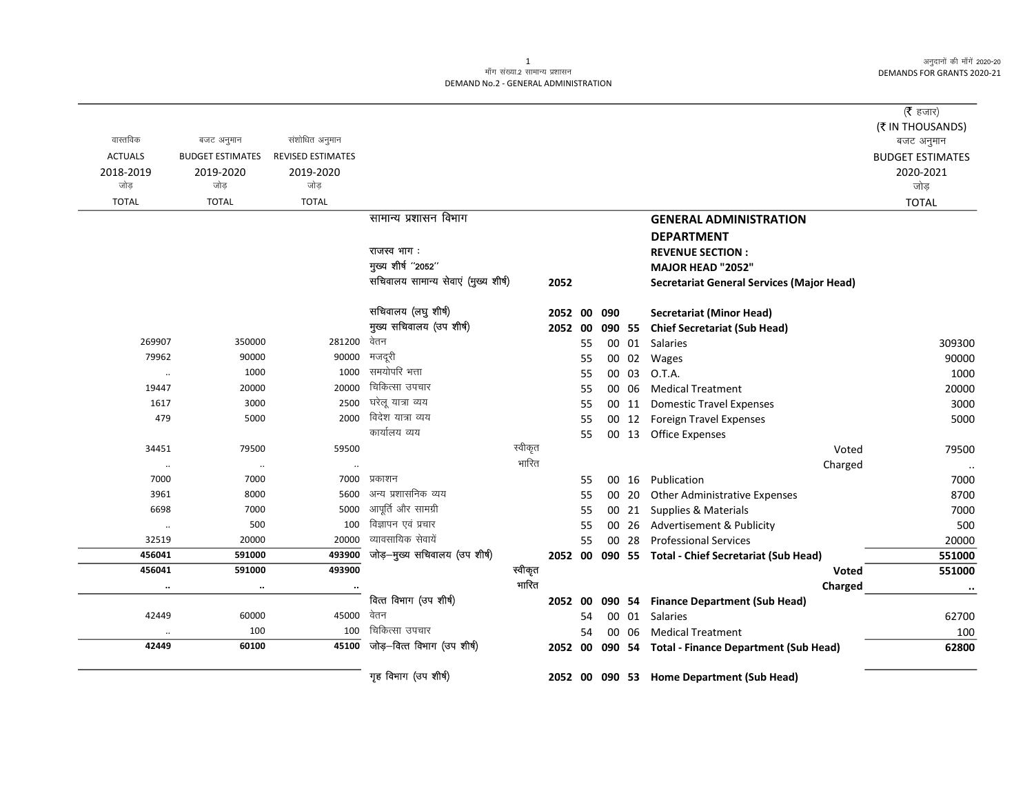मांग संख्या.2 सामान्य प्रशासन
DEMAND No.2 - GENERAL ADMINISTRATION

अनुदानों की माँगें 2020-21
DEMANDS FOR GRANTS 2020-21

(₹ हजार)
(₹ IN THOUSANDS)

| वास्तविक ACTUALS 2018-2019 जोड़ TOTAL | बजट अनुमान BUDGET ESTIMATES 2019-2020 जोड़ TOTAL | संशोधित अनुमान REVISED ESTIMATES 2019-2020 जोड़ TOTAL | | | | | | | बजट अनुमान BUDGET ESTIMATES 2020-2021 जोड़ TOTAL |
|---|---|---|---|---|---|---|---|---|---|
| | | | सामान्य प्रशासन विभाग | | | | | **GENERAL ADMINISTRATION DEPARTMENT** | |
| | | | राजस्व भाग : | | | | | **REVENUE SECTION :** | |
| | | | मुख्य शीर्ष ''2052'' | | | | | **MAJOR HEAD "2052"** | |
| | | | सचिवालय सामान्य सेवाएं (मुख्य शीर्ष) | **2052** | | | | **Secretariat General Services (Major Head)** | |
| | | | सचिवालय (लघु शीर्ष) | **2052** | **00** | **090** | | **Secretariat (Minor Head)** | |
| | | | मुख्य सचिवालय (उप शीर्ष) | **2052** | **00** | **090** | **55** | **Chief Secretariat (Sub Head)** | |
| 269907 | 350000 | 281200 | वेतन | | 55 | 00 | 01 | Salaries | 309300 |
| 79962 | 90000 | 90000 | मजदूरी | | 55 | 00 | 02 | Wages | 90000 |
| .. | 1000 | 1000 | समयोपरि भत्ता | | 55 | 00 | 03 | O.T.A. | 1000 |
| 19447 | 20000 | 20000 | चिकित्सा उपचार | | 55 | 00 | 06 | Medical Treatment | 20000 |
| 1617 | 3000 | 2500 | घरेलू यात्रा व्यय | | 55 | 00 | 11 | Domestic Travel Expenses | 3000 |
| 479 | 5000 | 2000 | विदेश यात्रा व्यय | | 55 | 00 | 12 | Foreign Travel Expenses | 5000 |
| | | | कार्यालय व्यय | | 55 | 00 | 13 | Office Expenses | |
| 34451 | 79500 | 59500 | स्वीकृत | | | | | Voted | 79500 |
| .. | .. | .. | भारित | | | | | Charged | .. |
| 7000 | 7000 | 7000 | प्रकाशन | | 55 | 00 | 16 | Publication | 7000 |
| 3961 | 8000 | 5600 | अन्य प्रशासनिक व्यय | | 55 | 00 | 20 | Other Administrative Expenses | 8700 |
| 6698 | 7000 | 5000 | आपूर्ति और सामग्री | | 55 | 00 | 21 | Supplies & Materials | 7000 |
| .. | 500 | 100 | विज्ञापन एवं प्रचार | | 55 | 00 | 26 | Advertisement & Publicity | 500 |
| 32519 | 20000 | 20000 | व्यावसायिक सेवायें | | 55 | 00 | 28 | Professional Services | 20000 |
| **456041** | **591000** | **493900** | जोड़–मुख्य सचिवालय (उप शीर्ष) | **2052** | **00** | **090** | **55** | **Total - Chief Secretariat (Sub Head)** | **551000** |
| **456041** | **591000** | **493900** | स्वीकृत | | | | | **Voted** | **551000** |
| **..** | **..** | **..** | भारित | | | | | **Charged** | **..** |
| | | | वित्त विभाग (उप शीर्ष) | **2052** | **00** | **090** | **54** | **Finance Department (Sub Head)** | |
| 42449 | 60000 | 45000 | वेतन | | 54 | 00 | 01 | Salaries | 62700 |
| .. | 100 | 100 | चिकित्सा उपचार | | 54 | 00 | 06 | Medical Treatment | 100 |
| **42449** | **60100** | **45100** | जोड़–वित्त विभाग (उप शीर्ष) | **2052** | **00** | **090** | **54** | **Total - Finance Department (Sub Head)** | **62800** |
| | | | गृह विभाग (उप शीर्ष) | **2052** | **00** | **090** | **53** | **Home Department (Sub Head)** | |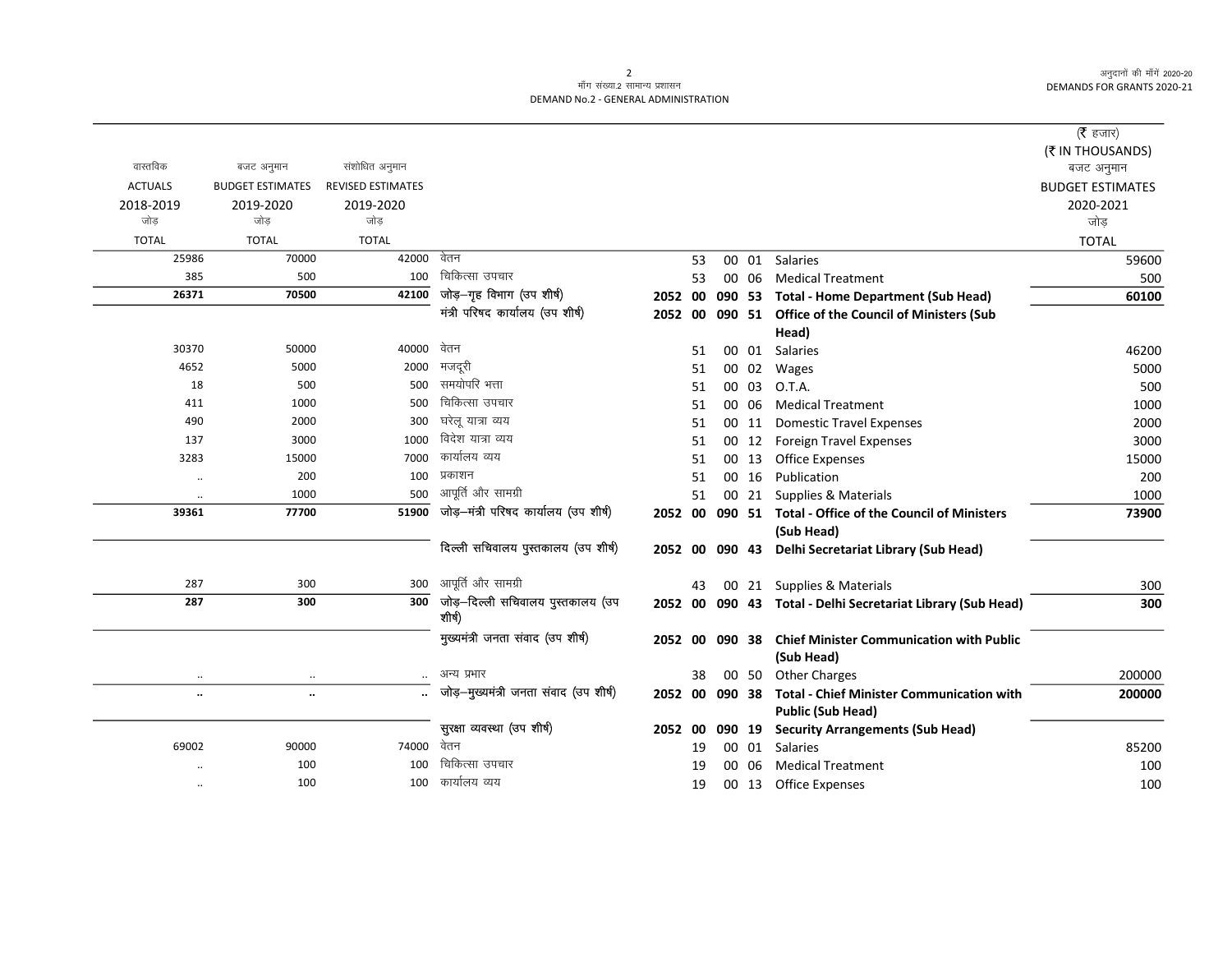| वास्तविक ACTUALS 2018-2019 जोड़ TOTAL | बजट अनुमान BUDGET ESTIMATES 2019-2020 जोड़ TOTAL | संशोधित अनुमान REVISED ESTIMATES 2019-2020 जोड़ TOTAL | | | | | | | (₹ हजार) (₹ IN THOUSANDS) बजट अनुमान BUDGET ESTIMATES 2020-2021 जोड़ TOTAL |
|---|---|---|---|---|---|---|---|---|---|
| 25986 | 70000 | 42000 | वेतन | | 53 | 00 | 01 | Salaries | 59600 |
| 385 | 500 | 100 | चिकित्सा उपचार | | 53 | 00 | 06 | Medical Treatment | 500 |
| **26371** | **70500** | **42100** | **जोड़–गृह विभाग (उप शीर्ष)** | **2052** | **00** | **090** | **53** | **Total - Home Department (Sub Head)** | **60100** |
| | | | **मंत्री परिषद कार्यालय (उप शीर्ष)** | **2052** | **00** | **090** | **51** | **Office of the Council of Ministers (Sub Head)** | |
| 30370 | 50000 | 40000 | वेतन | | 51 | 00 | 01 | Salaries | 46200 |
| 4652 | 5000 | 2000 | मजदूरी | | 51 | 00 | 02 | Wages | 5000 |
| 18 | 500 | 500 | समयोपरि भत्ता | | 51 | 00 | 03 | O.T.A. | 500 |
| 411 | 1000 | 500 | चिकित्सा उपचार | | 51 | 00 | 06 | Medical Treatment | 1000 |
| 490 | 2000 | 300 | घरेलू यात्रा व्यय | | 51 | 00 | 11 | Domestic Travel Expenses | 2000 |
| 137 | 3000 | 1000 | विदेश यात्रा व्यय | | 51 | 00 | 12 | Foreign Travel Expenses | 3000 |
| 3283 | 15000 | 7000 | कार्यालय व्यय | | 51 | 00 | 13 | Office Expenses | 15000 |
| .. | 200 | 100 | प्रकाशन | | 51 | 00 | 16 | Publication | 200 |
| .. | 1000 | 500 | आपूर्ति और सामग्री | | 51 | 00 | 21 | Supplies & Materials | 1000 |
| **39361** | **77700** | **51900** | **जोड़–मंत्री परिषद कार्यालय (उप शीर्ष)** | **2052** | **00** | **090** | **51** | **Total - Office of the Council of Ministers (Sub Head)** | **73900** |
| | | | **दिल्ली सचिवालय पुस्तकालय (उप शीर्ष)** | **2052** | **00** | **090** | **43** | **Delhi Secretariat Library (Sub Head)** | |
| 287 | 300 | 300 | आपूर्ति और सामग्री | | 43 | 00 | 21 | Supplies & Materials | 300 |
| **287** | **300** | **300** | **जोड़–दिल्ली सचिवालय पुस्तकालय (उप शीर्ष)** | **2052** | **00** | **090** | **43** | **Total - Delhi Secretariat Library (Sub Head)** | **300** |
| | | | **मुख्यमंत्री जनता संवाद (उप शीर्ष)** | **2052** | **00** | **090** | **38** | **Chief Minister Communication with Public (Sub Head)** | |
| .. | .. | .. | अन्य प्रभार | | 38 | 00 | 50 | Other Charges | 200000 |
| **..** | **..** | **..** | **जोड़–मुख्यमंत्री जनता संवाद (उप शीर्ष)** | **2052** | **00** | **090** | **38** | **Total - Chief Minister Communication with Public (Sub Head)** | **200000** |
| | | | **सुरक्षा व्यवस्था (उप शीर्ष)** | **2052** | **00** | **090** | **19** | **Security Arrangements (Sub Head)** | |
| 69002 | 90000 | 74000 | वेतन | | 19 | 00 | 01 | Salaries | 85200 |
| .. | 100 | 100 | चिकित्सा उपचार | | 19 | 00 | 06 | Medical Treatment | 100 |
| .. | 100 | 100 | कार्यालय व्यय | | 19 | 00 | 13 | Office Expenses | 100 |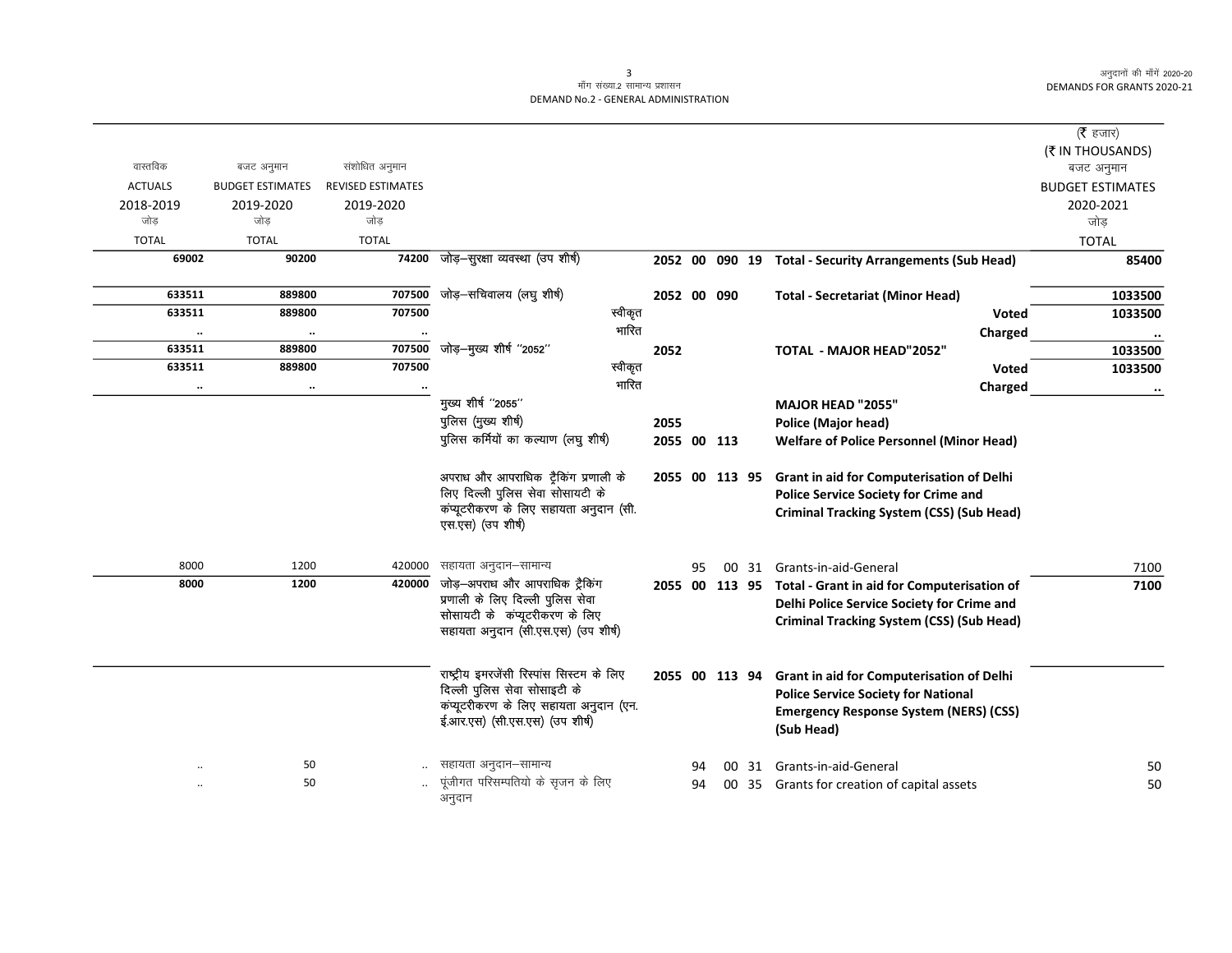मॉंग संख्या.2 सामान्य प्रशासन
DEMAND No.2 - GENERAL ADMINISTRATION

| वास्तविक ACTUALS 2018-2019 जोड़ TOTAL | बजट अनुमान BUDGET ESTIMATES 2019-2020 जोड़ TOTAL | संशोधित अनुमान REVISED ESTIMATES 2019-2020 जोड़ TOTAL | | | | | | | (₹ हजार) (₹ IN THOUSANDS) बजट अनुमान BUDGET ESTIMATES 2020-2021 जोड़ TOTAL |
|---|---|---|---|---|---|---|---|---|---|
| 69002 | 90200 | 74200 | जोड़–सुरक्षा व्यवस्था (उप शीर्ष) | 2052 | 00 | 090 | 19 | **Total - Security Arrangements (Sub Head)** | 85400 |
| 633511 | 889800 | 707500 | जोड़–सचिवालय (लघु शीर्ष) | 2052 | 00 | 090 | | **Total - Secretariat (Minor Head)** | 1033500 |
| 633511 | 889800 | 707500 | स्वीकृत | | | | | **Voted** | 1033500 |
| .. | .. | .. | भारित | | | | | **Charged** | .. |
| 633511 | 889800 | 707500 | जोड़–मुख्य शीर्ष "2052" | 2052 | | | | **TOTAL - MAJOR HEAD"2052"** | 1033500 |
| 633511 | 889800 | 707500 | स्वीकृत | | | | | **Voted** | 1033500 |
| .. | .. | .. | भारित | | | | | **Charged** | .. |
| | | | मुख्य शीर्ष "2055" | | | | | **MAJOR HEAD "2055"** | |
| | | | पुलिस (मुख्य शीर्ष) | 2055 | | | | **Police (Major head)** | |
| | | | पुलिस कर्मियों का कल्याण (लघु शीर्ष) | 2055 | 00 | 113 | | **Welfare of Police Personnel (Minor Head)** | |
| | | | अपराध और आपराधिक ट्रैकिंग प्रणाली के लिए दिल्ली पुलिस सेवा सोसायटी के कंप्यूटरीकरण के लिए सहायता अनुदान (सी.एस.एस) (उप शीर्ष) | 2055 | 00 | 113 | 95 | **Grant in aid for Computerisation of Delhi Police Service Society for Crime and Criminal Tracking System (CSS) (Sub Head)** | |
| 8000 | 1200 | 420000 | सहायता अनुदान–सामान्य | | 95 | 00 | 31 | Grants-in-aid-General | 7100 |
| 8000 | 1200 | 420000 | जोड़–अपराध और आपराधिक ट्रैकिंग प्रणाली के लिए दिल्ली पुलिस सेवा सोसायटी के कंप्यूटरीकरण के लिए सहायता अनुदान (सी.एस.एस) (उप शीर्ष) | 2055 | 00 | 113 | 95 | **Total - Grant in aid for Computerisation of Delhi Police Service Society for Crime and Criminal Tracking System (CSS) (Sub Head)** | 7100 |
| | | | राष्ट्रीय इमरजेंसी रिस्पांस सिस्टम के लिए दिल्ली पुलिस सेवा सोसाइटी के कंप्यूटरीकरण के लिए सहायता अनुदान (एन.ई.आर.एस) (सी.एस.एस) (उप शीर्ष) | 2055 | 00 | 113 | 94 | **Grant in aid for Computerisation of Delhi Police Service Society for National Emergency Response System (NERS) (CSS) (Sub Head)** | |
| .. | 50 | .. | सहायता अनुदान–सामान्य | | 94 | 00 | 31 | Grants-in-aid-General | 50 |
| .. | 50 | .. | पूंजीगत परिसम्पतियो के सृजन के लिए अनुदान | | 94 | 00 | 35 | Grants for creation of capital assets | 50 |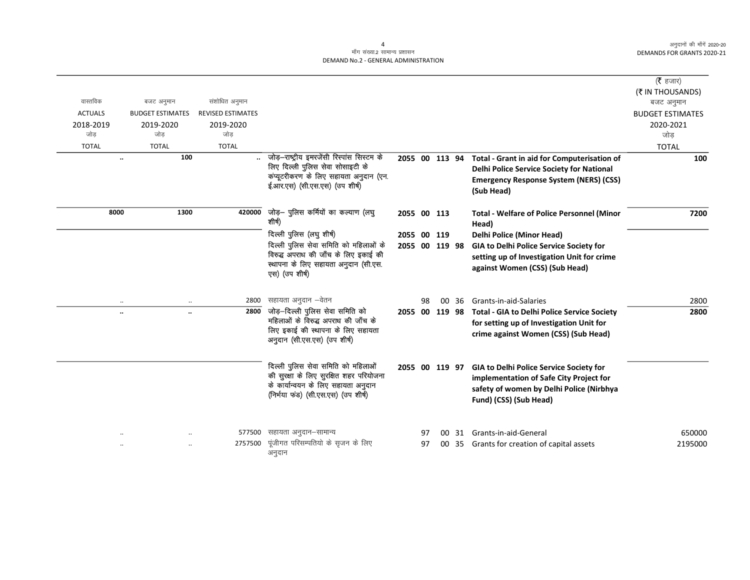मॉंग संख्या.2 सामान्य प्रशासन
DEMAND No.2 - GENERAL ADMINISTRATION

| वास्तविक ACTUALS 2018-2019 जोड़ TOTAL | बजट अनुमान BUDGET ESTIMATES 2019-2020 जोड़ TOTAL | संशोधित अनुमान REVISED ESTIMATES 2019-2020 जोड़ TOTAL | | | | (₹ हजार) (₹ IN THOUSANDS) बजट अनुमान BUDGET ESTIMATES 2020-2021 जोड़ TOTAL |
|---|---|---|---|---|---|---|
| .. | 100 | .. | जोड़–राष्ट्रीय इमरजेंसी रिस्पांस सिस्टम के लिए दिल्ली पुलिस सेवा सोसाइटी के कंप्यूटरीकरण के लिए सहायता अनुदान (एन.ई.आर.एस) (सी.एस.एस) (उप शीर्ष) | 2055 00 113 94 | **Total - Grant in aid for Computerisation of Delhi Police Service Society for National Emergency Response System (NERS) (CSS) (Sub Head)** | **100** |
| **8000** | **1300** | **420000** | जोड़– पुलिस कर्मियों का कल्याण (लघु शीर्ष) | 2055 00 113 | **Total - Welfare of Police Personnel (Minor Head)** | **7200** |
| | | | दिल्ली पुलिस (लघु शीर्ष) | 2055 00 119 | **Delhi Police (Minor Head)** | |
| | | | दिल्ली पुलिस सेवा समिति को महिलाओं के विरुद्ध अपराध की जॉंच के लिए इकाई की स्थापना के लिए सहायता अनुदान (सी.एस.एस) (उप शीर्ष) | 2055 00 119 98 | **GIA to Delhi Police Service Society for setting up of Investigation Unit for crime against Women (CSS) (Sub Head)** | |
| .. | .. | 2800 | सहायता अनुदान –वेतन | 98 00 36 | Grants-in-aid-Salaries | 2800 |
| **..** | **..** | **2800** | जोड़–दिल्ली पुलिस सेवा समिति को महिलाओं के विरुद्ध अपराध की जॉंच के लिए इकाई की स्थापना के लिए सहायता अनुदान (सी.एस.एस) (उप शीर्ष) | 2055 00 119 98 | **Total - GIA to Delhi Police Service Society for setting up of Investigation Unit for crime against Women (CSS) (Sub Head)** | **2800** |
| | | | दिल्ली पुलिस सेवा समिति को महिलाओं की सुरक्षा के लिए सुरक्षित शहर परियोजना के कार्यान्वयन के लिए सहायता अनुदान (निर्भया फंड) (सी.एस.एस) (उप शीर्ष) | 2055 00 119 97 | **GIA to Delhi Police Service Society for implementation of Safe City Project for safety of women by Delhi Police (Nirbhya Fund) (CSS) (Sub Head)** | |
| .. | .. | 577500 | सहायता अनुदान–सामान्य | 97 00 31 | Grants-in-aid-General | 650000 |
| .. | .. | 2757500 | पूंजीगत परिसम्पतियो के सृजन के लिए अनुदान | 97 00 35 | Grants for creation of capital assets | 2195000 |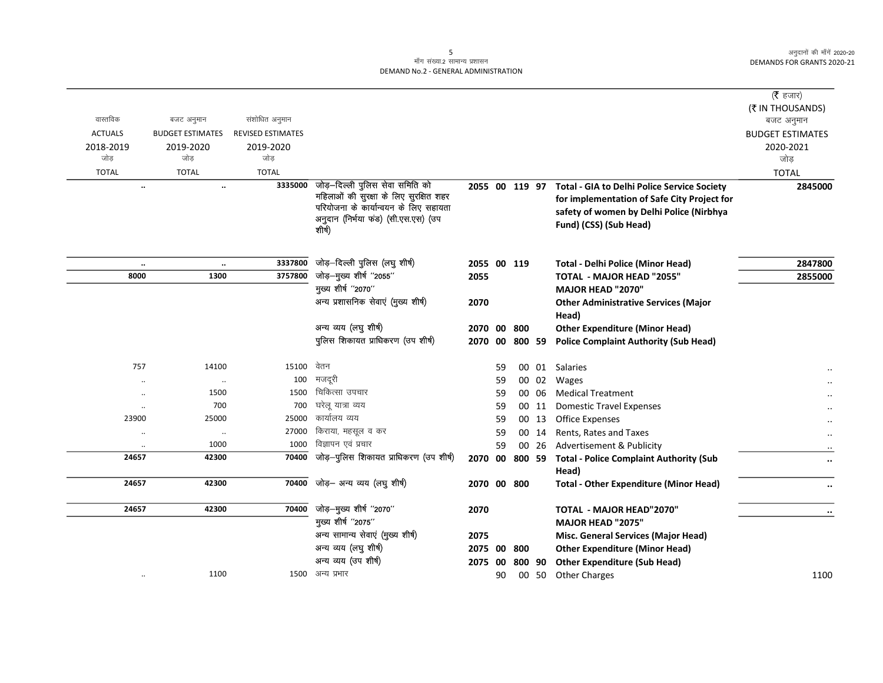DEMAND No.2 - GENERAL ADMINISTRATION

माँग संख्या.2 सामान्य प्रशासन

| वास्तविक ACTUALS 2018-2019 जोड़ TOTAL | बजट अनुमान BUDGET ESTIMATES 2019-2020 जोड़ TOTAL | संशोधित अनुमान REVISED ESTIMATES 2019-2020 जोड़ TOTAL | | | | | | | (₹ हजार) (₹ IN THOUSANDS) बजट अनुमान BUDGET ESTIMATES 2020-2021 जोड़ TOTAL |
|---|---|---|---|---|---|---|---|---|---|
| .. | .. | 3335000 | जोड़–दिल्ली पुलिस सेवा समिति को महिलाओं की सुरक्षा के लिए सुरक्षित शहर परियोजना के कार्यान्वयन के लिए सहायता अनुदान (निर्भया फंड) (सी.एस.एस) (उप शीर्ष) | 2055 | 00 | 119 | 97 | **Total - GIA to Delhi Police Service Society for implementation of Safe City Project for safety of women by Delhi Police (Nirbhya Fund) (CSS) (Sub Head)** | 2845000 |
| .. | .. | 3337800 | जोड़–दिल्ली पुलिस (लघु शीर्ष) | 2055 | 00 | 119 | | **Total - Delhi Police (Minor Head)** | 2847800 |
| 8000 | 1300 | 3757800 | जोड़–मुख्य शीर्ष ''2055'' | 2055 | | | | **TOTAL - MAJOR HEAD "2055"** | 2855000 |
| | | | मुख्य शीर्ष ''2070'' | | | | | **MAJOR HEAD "2070"** | |
| | | | अन्य प्रशासनिक सेवाएं (मुख्य शीर्ष) | 2070 | | | | **Other Administrative Services (Major Head)** | |
| | | | अन्य व्यय (लघु शीर्ष) | 2070 | 00 | 800 | | **Other Expenditure (Minor Head)** | |
| | | | पुलिस शिकायत प्राधिकरण (उप शीर्ष) | 2070 | 00 | 800 | 59 | **Police Complaint Authority (Sub Head)** | |
| 757 | 14100 | 15100 | वेतन | | 59 | 00 | 01 | Salaries | .. |
| .. | .. | 100 | मजदूरी | | 59 | 00 | 02 | Wages | .. |
| .. | 1500 | 1500 | चिकित्सा उपचार | | 59 | 00 | 06 | Medical Treatment | .. |
| .. | 700 | 700 | घरेलू यात्रा व्यय | | 59 | 00 | 11 | Domestic Travel Expenses | .. |
| 23900 | 25000 | 25000 | कार्यालय व्यय | | 59 | 00 | 13 | Office Expenses | .. |
| .. | .. | 27000 | किराया, महसूल व कर | | 59 | 00 | 14 | Rents, Rates and Taxes | .. |
| .. | 1000 | 1000 | विज्ञापन एवं प्रचार | | 59 | 00 | 26 | Advertisement & Publicity | .. |
| 24657 | 42300 | 70400 | जोड़–पुलिस शिकायत प्राधिकरण (उप शीर्ष) | 2070 | 00 | 800 | 59 | **Total - Police Complaint Authority (Sub Head)** | .. |
| 24657 | 42300 | 70400 | जोड़– अन्य व्यय (लघु शीर्ष) | 2070 | 00 | 800 | | **Total - Other Expenditure (Minor Head)** | .. |
| 24657 | 42300 | 70400 | जोड़–मुख्य शीर्ष ''2070'' | 2070 | | | | **TOTAL - MAJOR HEAD"2070"** | .. |
| | | | मुख्य शीर्ष ''2075'' | | | | | **MAJOR HEAD "2075"** | |
| | | | अन्य सामान्य सेवाएं (मुख्य शीर्ष) | 2075 | | | | **Misc. General Services (Major Head)** | |
| | | | अन्य व्यय (लघु शीर्ष) | 2075 | 00 | 800 | | **Other Expenditure (Minor Head)** | |
| | | | अन्य व्यय (उप शीर्ष) | 2075 | 00 | 800 | 90 | **Other Expenditure (Sub Head)** | |
| .. | 1100 | 1500 | अन्य प्रभार | | 90 | 00 | 50 | Other Charges | 1100 |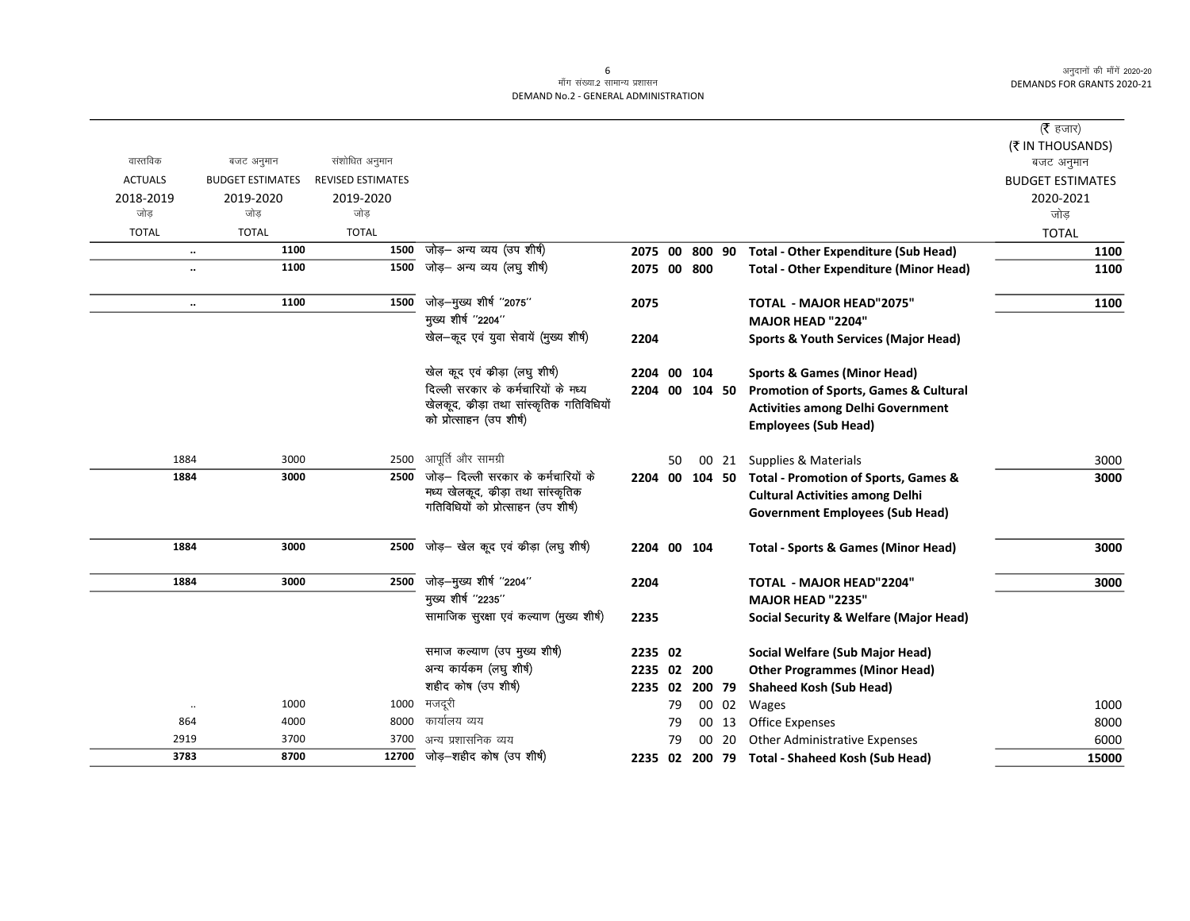मॉंग संख्या.2 सामान्य प्रशासन
DEMAND No.2 - GENERAL ADMINISTRATION

| वास्तविक ACTUALS 2018-2019 जोड़ TOTAL | बजट अनुमान BUDGET ESTIMATES 2019-2020 जोड़ TOTAL | संशोधित अनुमान REVISED ESTIMATES 2019-2020 जोड़ TOTAL | | | | (₹ हजार) (₹ IN THOUSANDS) बजट अनुमान BUDGET ESTIMATES 2020-2021 जोड़ TOTAL |
|---|---|---|---|---|---|---|
| .. | 1100 | 1500 | जोड़– अन्य व्यय (उप शीर्ष) | 2075 00 800 90 | **Total - Other Expenditure (Sub Head)** | **1100** |
| .. | 1100 | 1500 | जोड़– अन्य व्यय (लघु शीर्ष) | 2075 00 800 | **Total - Other Expenditure (Minor Head)** | **1100** |
| .. | 1100 | 1500 | जोड़–मुख्य शीर्ष ''2075'' | 2075 | **TOTAL - MAJOR HEAD"2075"** | **1100** |
| | | | मुख्य शीर्ष ''2204'' | | **MAJOR HEAD "2204"** | |
| | | | खेल–कूद एवं युवा सेवायें (मुख्य शीर्ष) | 2204 | **Sports & Youth Services (Major Head)** | |
| | | | खेल कूद एवं क्रीड़ा (लघु शीर्ष) | 2204 00 104 | **Sports & Games (Minor Head)** | |
| | | | दिल्ली सरकार के कर्मचारियों के मध्य खेलकूद, क्रीड़ा तथा सांस्कृतिक गतिविधियों को प्रोत्साहन (उप शीर्ष) | 2204 00 104 50 | **Promotion of Sports, Games & Cultural Activities among Delhi Government Employees (Sub Head)** | |
| 1884 | 3000 | 2500 | आपूर्ति और सामग्री | 50 00 21 | Supplies & Materials | 3000 |
| **1884** | **3000** | **2500** | जोड़– दिल्ली सरकार के कर्मचारियों के मध्य खेलकूद, क्रीड़ा तथा सांस्कृतिक गतिविधियों को प्रोत्साहन (उप शीर्ष) | 2204 00 104 50 | **Total - Promotion of Sports, Games & Cultural Activities among Delhi Government Employees (Sub Head)** | **3000** |
| **1884** | **3000** | **2500** | जोड़– खेल कूद एवं क्रीड़ा (लघु शीर्ष) | 2204 00 104 | **Total - Sports & Games (Minor Head)** | **3000** |
| **1884** | **3000** | **2500** | जोड़–मुख्य शीर्ष ''2204'' | 2204 | **TOTAL - MAJOR HEAD"2204"** | **3000** |
| | | | मुख्य शीर्ष ''2235'' | | **MAJOR HEAD "2235"** | |
| | | | सामाजिक सुरक्षा एवं कल्याण (मुख्य शीर्ष) | 2235 | **Social Security & Welfare (Major Head)** | |
| | | | समाज कल्याण (उप मुख्य शीर्ष) | 2235 02 | **Social Welfare (Sub Major Head)** | |
| | | | अन्य कार्यक्रम (लघु शीर्ष) | 2235 02 200 | **Other Programmes (Minor Head)** | |
| | | | शहीद कोष (उप शीर्ष) | 2235 02 200 79 | **Shaheed Kosh (Sub Head)** | |
| .. | 1000 | 1000 | मजदूरी | 79 00 02 | Wages | 1000 |
| 864 | 4000 | 8000 | कार्यालय व्यय | 79 00 13 | Office Expenses | 8000 |
| 2919 | 3700 | 3700 | अन्य प्रशासनिक व्यय | 79 00 20 | Other Administrative Expenses | 6000 |
| **3783** | **8700** | **12700** | जोड़–शहीद कोष (उप शीर्ष) | 2235 02 200 79 | **Total - Shaheed Kosh (Sub Head)** | **15000** |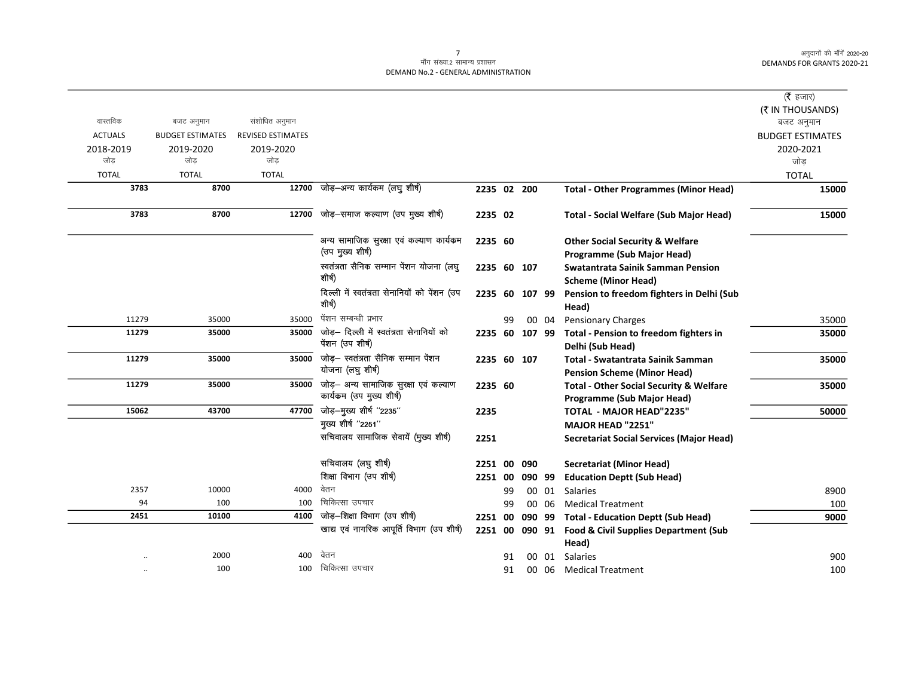मॉंग संख्या.2 सामान्य प्रशासन
DEMAND No.2 - GENERAL ADMINISTRATION

(₹ हजार)
(₹ IN THOUSANDS)

| वास्तविक ACTUALS 2018-2019 जोड़ TOTAL | बजट अनुमान BUDGET ESTIMATES 2019-2020 जोड़ TOTAL | संशोधित अनुमान REVISED ESTIMATES 2019-2020 जोड़ TOTAL | | | | | | | बजट अनुमान BUDGET ESTIMATES 2020-2021 जोड़ TOTAL |
|---|---|---|---|---|---|---|---|---|---|
| **3783** | **8700** | **12700** | जोड़–अन्य कार्यकम (लघु शीर्ष) | **2235** | **02** | **200** | | **Total - Other Programmes (Minor Head)** | **15000** |
| **3783** | **8700** | **12700** | जोड़–समाज कल्याण (उप मुख्य शीर्ष) | **2235** | **02** | | | **Total - Social Welfare (Sub Major Head)** | **15000** |
| | | | अन्य सामाजिक सुरक्षा एवं कल्याण कार्यकम (उप मुख्य शीर्ष) | **2235** | **60** | | | **Other Social Security & Welfare Programme (Sub Major Head)** | |
| | | | स्वतंत्रता सैनिक सम्मान पेंशन योजना (लघु शीर्ष) | **2235** | **60** | **107** | | **Swatantrata Sainik Samman Pension Scheme (Minor Head)** | |
| | | | दिल्ली में स्वतंत्रता सेनानियों को पेंशन (उप शीर्ष) | **2235** | **60** | **107** | **99** | **Pension to freedom fighters in Delhi (Sub Head)** | |
| 11279 | 35000 | 35000 | पेंशन सम्बन्धी प्रभार | | 99 | 00 | 04 | Pensionary Charges | 35000 |
| **11279** | **35000** | **35000** | जोड़– दिल्ली में स्वतंत्रता सेनानियों को पेंशन (उप शीर्ष) | **2235** | **60** | **107** | **99** | **Total - Pension to freedom fighters in Delhi (Sub Head)** | **35000** |
| **11279** | **35000** | **35000** | जोड़– स्वतंत्रता सैनिक सम्मान पेंशन योजना (लघु शीर्ष) | **2235** | **60** | **107** | | **Total - Swatantrata Sainik Samman Pension Scheme (Minor Head)** | **35000** |
| **11279** | **35000** | **35000** | जोड़– अन्य सामाजिक सुरक्षा एवं कल्याण कार्यकम (उप मुख्य शीर्ष) | **2235** | **60** | | | **Total - Other Social Security & Welfare Programme (Sub Major Head)** | **35000** |
| **15062** | **43700** | **47700** | जोड़–मुख्य शीर्ष ''2235'' | **2235** | | | | **TOTAL - MAJOR HEAD"2235"** | **50000** |
| | | | मुख्य शीर्ष ''2251'' | | | | | **MAJOR HEAD "2251"** | |
| | | | सचिवालय सामाजिक सेवायें (मुख्य शीर्ष) | **2251** | | | | **Secretariat Social Services (Major Head)** | |
| | | | सचिवालय (लघु शीर्ष) | **2251** | **00** | **090** | | **Secretariat (Minor Head)** | |
| | | | शिक्षा विभाग (उप शीर्ष) | **2251** | **00** | **090** | **99** | **Education Deptt (Sub Head)** | |
| 2357 | 10000 | 4000 | वेतन | | 99 | 00 | 01 | Salaries | 8900 |
| 94 | 100 | 100 | चिकित्सा उपचार | | 99 | 00 | 06 | Medical Treatment | 100 |
| **2451** | **10100** | **4100** | जोड़–शिक्षा विभाग (उप शीर्ष) | **2251** | **00** | **090** | **99** | **Total - Education Deptt (Sub Head)** | **9000** |
| | | | खाद्य एवं नागरिक आपूर्ति विभाग (उप शीर्ष) | **2251** | **00** | **090** | **91** | **Food & Civil Supplies Department (Sub Head)** | |
| .. | 2000 | 400 | वेतन | | 91 | 00 | 01 | Salaries | 900 |
| .. | 100 | 100 | चिकित्सा उपचार | | 91 | 00 | 06 | Medical Treatment | 100 |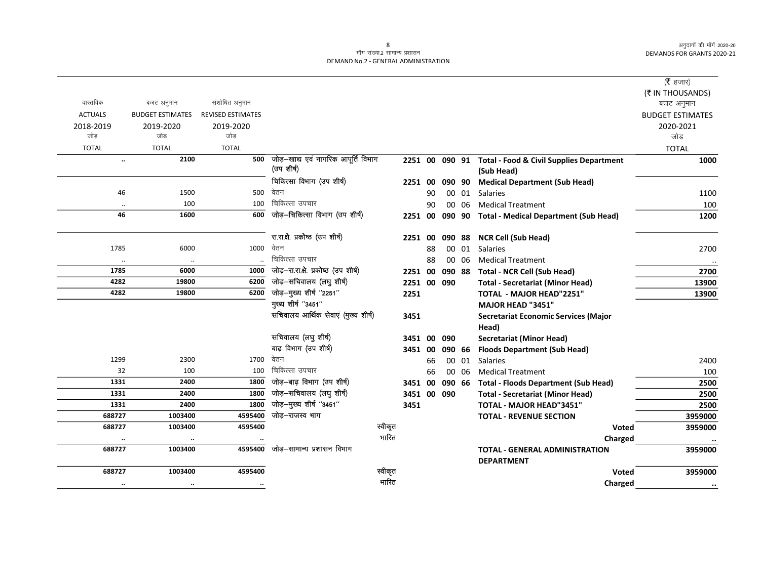मॉंग संख्या.2 सामान्य प्रशासन
DEMAND No.2 - GENERAL ADMINISTRATION

| वास्तविक ACTUALS 2018-2019 जोड़ TOTAL | बजट अनुमान BUDGET ESTIMATES 2019-2020 जोड़ TOTAL | संशोधित अनुमान REVISED ESTIMATES 2019-2020 जोड़ TOTAL | | | | | | | (₹ हजार) (₹ IN THOUSANDS) बजट अनुमान BUDGET ESTIMATES 2020-2021 जोड़ TOTAL |
|---|---|---|---|---|---|---|---|---|---|
| .. | 2100 | 500 | जोड़–खाद्य एवं नागरिक आपूर्ति विभाग (उप शीर्ष) | 2251 | 00 | 090 | 91 | Total - Food & Civil Supplies Department (Sub Head) | 1000 |
| | | | चिकित्सा विभाग (उप शीर्ष) | 2251 | 00 | 090 | 90 | Medical Department (Sub Head) | |
| 46 | 1500 | 500 | वेतन | | 90 | 00 | 01 | Salaries | 1100 |
| .. | 100 | 100 | चिकित्सा उपचार | | 90 | 00 | 06 | Medical Treatment | 100 |
| 46 | 1600 | 600 | जोड़–चिकित्सा विभाग (उप शीर्ष) | 2251 | 00 | 090 | 90 | Total - Medical Department (Sub Head) | 1200 |
| | | | रा.रा.क्षे. प्रकोष्ठ (उप शीर्ष) | 2251 | 00 | 090 | 88 | NCR Cell (Sub Head) | |
| 1785 | 6000 | 1000 | वेतन | | 88 | 00 | 01 | Salaries | 2700 |
| .. | .. | .. | चिकित्सा उपचार | | 88 | 00 | 06 | Medical Treatment | .. |
| 1785 | 6000 | 1000 | जोड़–रा.रा.क्षे. प्रकोष्ठ (उप शीर्ष) | 2251 | 00 | 090 | 88 | Total - NCR Cell (Sub Head) | 2700 |
| 4282 | 19800 | 6200 | जोड़–सचिवालय (लघु शीर्ष) | 2251 | 00 | 090 | | Total - Secretariat (Minor Head) | 13900 |
| 4282 | 19800 | 6200 | जोड़–मुख्य शीर्ष "2251" | 2251 | | | | TOTAL - MAJOR HEAD"2251" | 13900 |
| | | | मुख्य शीर्ष "3451" | | | | | MAJOR HEAD "3451" | |
| | | | सचिवालय आर्थिक सेवाएं (मुख्य शीर्ष) | 3451 | | | | Secretariat Economic Services (Major Head) | |
| | | | सचिवालय (लघु शीर्ष) | 3451 | 00 | 090 | | Secretariat (Minor Head) | |
| | | | बाढ़ विभाग (उप शीर्ष) | 3451 | 00 | 090 | 66 | Floods Department (Sub Head) | |
| 1299 | 2300 | 1700 | वेतन | | 66 | 00 | 01 | Salaries | 2400 |
| 32 | 100 | 100 | चिकित्सा उपचार | | 66 | 00 | 06 | Medical Treatment | 100 |
| 1331 | 2400 | 1800 | जोड़–बाढ़ विभाग (उप शीर्ष) | 3451 | 00 | 090 | 66 | Total - Floods Department (Sub Head) | 2500 |
| 1331 | 2400 | 1800 | जोड़–सचिवालय (लघु शीर्ष) | 3451 | 00 | 090 | | Total - Secretariat (Minor Head) | 2500 |
| 1331 | 2400 | 1800 | जोड़–मुख्य शीर्ष "3451" | 3451 | | | | TOTAL - MAJOR HEAD"3451" | 2500 |
| 688727 | 1003400 | 4595400 | जोड़–राजस्व भाग | | | | | TOTAL - REVENUE SECTION | 3959000 |
| 688727 | 1003400 | 4595400 | स्वीकृत | | | | | Voted | 3959000 |
| .. | .. | .. | भारित | | | | | Charged | .. |
| 688727 | 1003400 | 4595400 | जोड़–सामान्य प्रशासन विभाग | | | | | TOTAL - GENERAL ADMINISTRATION DEPARTMENT | 3959000 |
| 688727 | 1003400 | 4595400 | स्वीकृत | | | | | Voted | 3959000 |
| .. | .. | .. | भारित | | | | | Charged | .. |